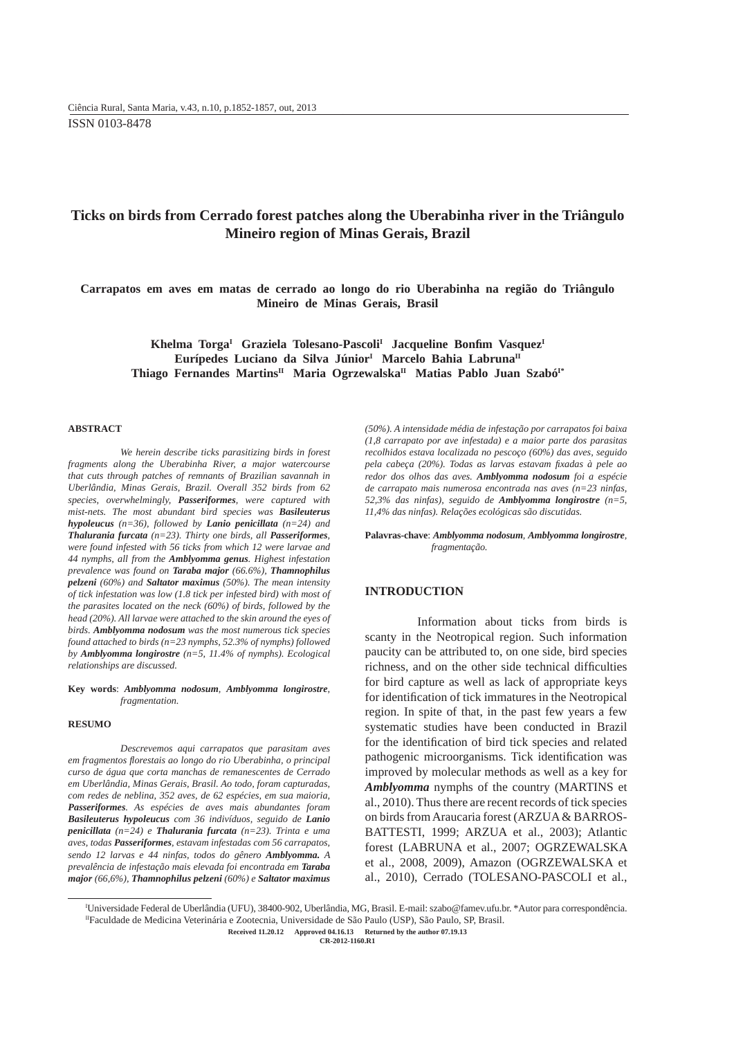ISSN 0103-8478

# Ticks on birds from Cerrado forest patches along the Uberabinha river in the Triângulo Mineiro region of Minas Gerais, Brazil

## Carrapatos em aves em matas de cerrado ao longo do rio Uberabinha na região do Triângulo Mineiro de Minas Gerais, Brasil

**Khelma Torga[I] Graziela Tolesano-Pascoli[I] Jacqueline Bonfim Vasquez[I] Eurípedes Luciano da Silva Júnior[I] Marcelo Bahia Labruna[II] Thiago Fernandes Martins[II] Maria Ogrzewalska[II] Matias Pablo Juan Szabó[I*]**

### ABSTRACT

*We herein describe ticks parasitizing birds in forest fragments along the Uberabinha River, a major watercourse that cuts through patches of remnants of Brazilian savannah in Uberlândia, Minas Gerais, Brazil. Overall 352 birds from 62 species, overwhelmingly,* ***Passeriformes****, were captured with mist-nets. The most abundant bird species was* ***Basileuterus hypoleucus*** *(n=36), followed by* ***Lanio penicillata*** *(n=24) and* ***Thalurania furcata*** *(n=23). Thirty one birds, all* ***Passeriformes****, were found infested with 56 ticks from which 12 were larvae and 44 nymphs, all from the* ***Amblyomma genus****. Highest infestation prevalence was found on* ***Taraba major*** *(66.6%),* ***Thamnophilus pelzeni*** *(60%) and* ***Saltator maximus*** *(50%). The mean intensity of tick infestation was low (1.8 tick per infested bird) with most of the parasites located on the neck (60%) of birds, followed by the head (20%). All larvae were attached to the skin around the eyes of birds.* ***Amblyomma nodosum*** *was the most numerous tick species found attached to birds (n=23 nymphs, 52.3% of nymphs) followed by* ***Amblyomma longirostre*** *(n=5, 11.4% of nymphs). Ecological relationships are discussed.*

**Key words**: *Amblyomma nodosum*, *Amblyomma longirostre*, *fragmentation.*

### RESUMO

*Descrevemos aqui carrapatos que parasitam aves em fragmentos florestais ao longo do rio Uberabinha, o principal curso de água que corta manchas de remanescentes de Cerrado em Uberlândia, Minas Gerais, Brasil. Ao todo, foram capturadas, com redes de neblina, 352 aves, de 62 espécies, em sua maioria,* ***Passeriformes****. As espécies de aves mais abundantes foram* ***Basileuterus hypoleucus*** *com 36 indivíduos, seguido de* ***Lanio penicillata*** *(n=24) e* ***Thalurania furcata*** *(n=23). Trinta e uma aves, todas* ***Passeriformes****, estavam infestadas com 56 carrapatos, sendo 12 larvas e 44 ninfas, todos do gênero* ***Amblyomma.*** *A prevalência de infestação mais elevada foi encontrada em* ***Taraba major*** *(66,6%),* ***Thamnophilus pelzeni*** *(60%) e* ***Saltator maximus*** *(50%). A intensidade média de infestação por carrapatos foi baixa (1,8 carrapato por ave infestada) e a maior parte dos parasitas recolhidos estava localizada no pescoço (60%) das aves, seguido pela cabeça (20%). Todas as larvas estavam fixadas à pele ao redor dos olhos das aves.* ***Amblyomma nodosum*** *foi a espécie de carrapato mais numerosa encontrada nas aves (n=23 ninfas, 52,3% das ninfas), seguido de* ***Amblyomma longirostre*** *(n=5, 11,4% das ninfas). Relações ecológicas são discutidas.*

**Palavras-chave**: *Amblyomma nodosum*, *Amblyomma longirostre*, *fragmentação.*

### INTRODUCTION

Information about ticks from birds is scanty in the Neotropical region. Such information paucity can be attributed to, on one side, bird species richness, and on the other side technical difficulties for bird capture as well as lack of appropriate keys for identification of tick immatures in the Neotropical region. In spite of that, in the past few years a few systematic studies have been conducted in Brazil for the identification of bird tick species and related pathogenic microorganisms. Tick identification was improved by molecular methods as well as a key for ***Amblyomma*** nymphs of the country (MARTINS et al., 2010). Thus there are recent records of tick species on birds from Araucaria forest (ARZUA & BARROS-BATTESTI, 1999; ARZUA et al., 2003); Atlantic forest (LABRUNA et al., 2007; OGRZEWALSKA et al., 2008, 2009), Amazon (OGRZEWALSKA et al., 2010), Cerrado (TOLESANO-PASCOLI et al.,

---

[I]Universidade Federal de Uberlândia (UFU), 38400-902, Uberlândia, MG, Brasil. E-mail: szabo@famev.ufu.br. *Autor para correspondência.
[II]Faculdade de Medicina Veterinária e Zootecnia, Universidade de São Paulo (USP), São Paulo, SP, Brasil.

**Received 11.20.12 Approved 04.16.13 Returned by the author 07.19.13**
**CR-2012-1160.R1**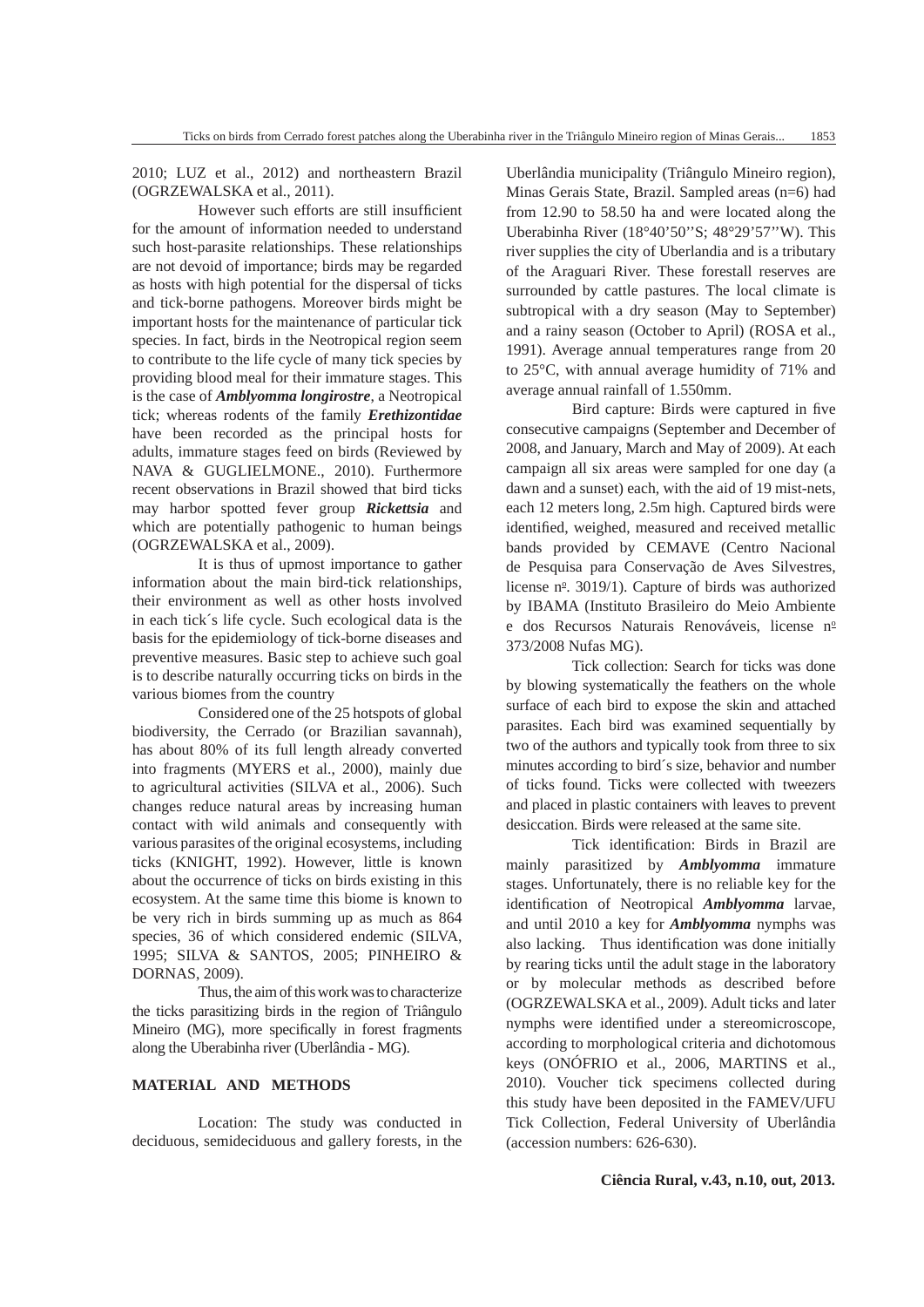2010; LUZ et al., 2012) and northeastern Brazil (OGRZEWALSKA et al., 2011).

However such efforts are still insufficient for the amount of information needed to understand such host-parasite relationships. These relationships are not devoid of importance; birds may be regarded as hosts with high potential for the dispersal of ticks and tick-borne pathogens. Moreover birds might be important hosts for the maintenance of particular tick species. In fact, birds in the Neotropical region seem to contribute to the life cycle of many tick species by providing blood meal for their immature stages. This is the case of ***Amblyomma longirostre***, a Neotropical tick; whereas rodents of the family ***Erethizontidae*** have been recorded as the principal hosts for adults, immature stages feed on birds (Reviewed by NAVA & GUGLIELMONE., 2010). Furthermore recent observations in Brazil showed that bird ticks may harbor spotted fever group ***Rickettsia*** and which are potentially pathogenic to human beings (OGRZEWALSKA et al., 2009).

It is thus of upmost importance to gather information about the main bird-tick relationships, their environment as well as other hosts involved in each tick´s life cycle. Such ecological data is the basis for the epidemiology of tick-borne diseases and preventive measures. Basic step to achieve such goal is to describe naturally occurring ticks on birds in the various biomes from the country

Considered one of the 25 hotspots of global biodiversity, the Cerrado (or Brazilian savannah), has about 80% of its full length already converted into fragments (MYERS et al., 2000), mainly due to agricultural activities (SILVA et al., 2006). Such changes reduce natural areas by increasing human contact with wild animals and consequently with various parasites of the original ecosystems, including ticks (KNIGHT, 1992). However, little is known about the occurrence of ticks on birds existing in this ecosystem. At the same time this biome is known to be very rich in birds summing up as much as 864 species, 36 of which considered endemic (SILVA, 1995; SILVA & SANTOS, 2005; PINHEIRO & DORNAS, 2009).

Thus, the aim of this work was to characterize the ticks parasitizing birds in the region of Triângulo Mineiro (MG), more specifically in forest fragments along the Uberabinha river (Uberlândia - MG).

## MATERIAL AND METHODS

Location: The study was conducted in deciduous, semideciduous and gallery forests, in the Uberlândia municipality (Triângulo Mineiro region), Minas Gerais State, Brazil. Sampled areas (n=6) had from 12.90 to 58.50 ha and were located along the Uberabinha River (18°40’50’’S; 48°29’57’’W). This river supplies the city of Uberlandia and is a tributary of the Araguari River. These forestall reserves are surrounded by cattle pastures. The local climate is subtropical with a dry season (May to September) and a rainy season (October to April) (ROSA et al., 1991). Average annual temperatures range from 20 to 25°C, with annual average humidity of 71% and average annual rainfall of 1.550mm.

Bird capture: Birds were captured in five consecutive campaigns (September and December of 2008, and January, March and May of 2009). At each campaign all six areas were sampled for one day (a dawn and a sunset) each, with the aid of 19 mist-nets, each 12 meters long, 2.5m high. Captured birds were identified, weighed, measured and received metallic bands provided by CEMAVE (Centro Nacional de Pesquisa para Conservação de Aves Silvestres, license nº. 3019/1). Capture of birds was authorized by IBAMA (Instituto Brasileiro do Meio Ambiente e dos Recursos Naturais Renováveis, license nº 373/2008 Nufas MG).

Tick collection: Search for ticks was done by blowing systematically the feathers on the whole surface of each bird to expose the skin and attached parasites. Each bird was examined sequentially by two of the authors and typically took from three to six minutes according to bird´s size, behavior and number of ticks found. Ticks were collected with tweezers and placed in plastic containers with leaves to prevent desiccation. Birds were released at the same site.

Tick identification: Birds in Brazil are mainly parasitized by ***Amblyomma*** immature stages. Unfortunately, there is no reliable key for the identification of Neotropical ***Amblyomma*** larvae, and until 2010 a key for ***Amblyomma*** nymphs was also lacking. Thus identification was done initially by rearing ticks until the adult stage in the laboratory or by molecular methods as described before (OGRZEWALSKA et al., 2009). Adult ticks and later nymphs were identified under a stereomicroscope, according to morphological criteria and dichotomous keys (ONÓFRIO et al., 2006, MARTINS et al., 2010). Voucher tick specimens collected during this study have been deposited in the FAMEV/UFU Tick Collection, Federal University of Uberlândia (accession numbers: 626-630).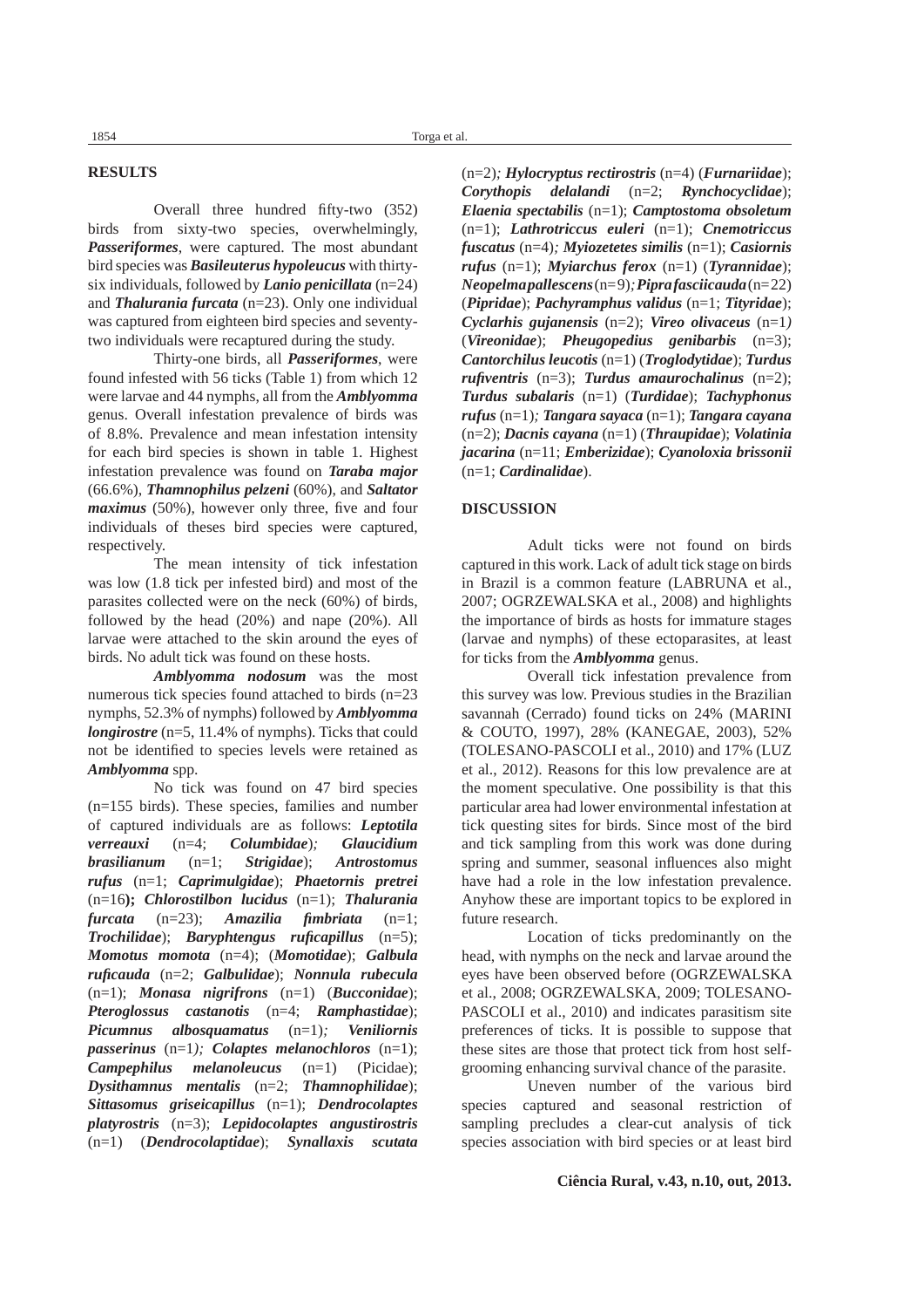## RESULTS

Overall three hundred fifty-two (352) birds from sixty-two species, overwhelmingly, ***Passeriformes***, were captured. The most abundant bird species was ***Basileuterus hypoleucus*** with thirty-six individuals, followed by ***Lanio penicillata*** (n=24) and ***Thalurania furcata*** (n=23). Only one individual was captured from eighteen bird species and seventy-two individuals were recaptured during the study.

Thirty-one birds, all ***Passeriformes***, were found infested with 56 ticks (Table 1) from which 12 were larvae and 44 nymphs, all from the ***Amblyomma*** genus. Overall infestation prevalence of birds was of 8.8%. Prevalence and mean infestation intensity for each bird species is shown in table 1. Highest infestation prevalence was found on ***Taraba major*** (66.6%), ***Thamnophilus pelzeni*** (60%), and ***Saltator maximus*** (50%), however only three, five and four individuals of theses bird species were captured, respectively.

The mean intensity of tick infestation was low (1.8 tick per infested bird) and most of the parasites collected were on the neck (60%) of birds, followed by the head (20%) and nape (20%). All larvae were attached to the skin around the eyes of birds. No adult tick was found on these hosts.

***Amblyomma nodosum*** was the most numerous tick species found attached to birds (n=23 nymphs, 52.3% of nymphs) followed by ***Amblyomma longirostre*** (n=5, 11.4% of nymphs). Ticks that could not be identified to species levels were retained as ***Amblyomma*** spp.

No tick was found on 47 bird species (n=155 birds). These species, families and number of captured individuals are as follows: ***Leptotila verreauxi*** (n=4; ***Columbidae***)*;* ***Glaucidium brasilianum*** (n=1; ***Strigidae***); ***Antrostomus rufus*** (n=1; ***Caprimulgidae***); ***Phaetornis pretrei*** (n=16**);** ***Chlorostilbon lucidus*** (n=1); ***Thalurania furcata*** (n=23); ***Amazilia fimbriata*** (n=1; ***Trochilidae***); ***Baryphtengus ruficapillus*** (n=5); ***Momotus momota*** (n=4); (***Momotidae***); ***Galbula ruficauda*** (n=2; ***Galbulidae***); ***Nonnula rubecula*** (n=1); ***Monasa nigrifrons*** (n=1) (***Bucconidae***); ***Pteroglossus castanotis*** (n=4; ***Ramphastidae***); ***Picumnus albosquamatus*** (n=1)*;* ***Veniliornis passerinus*** (n=1)*;* ***Colaptes melanochloros*** (n=1); ***Campephilus melanoleucus*** (n=1) (Picidae); ***Dysithamnus mentalis*** (n=2; ***Thamnophilidae***); ***Sittasomus griseicapillus*** (n=1); ***Dendrocolaptes platyrostris*** (n=3); ***Lepidocolaptes angustirostris*** (n=1) (***Dendrocolaptidae***); ***Synallaxis scutata*** (n=2)*;* ***Hylocryptus rectirostris*** (n=4) (***Furnariidae***); ***Corythopis delalandi*** (n=2; ***Rynchocyclidae***); ***Elaenia spectabilis*** (n=1); ***Camptostoma obsoletum*** (n=1); ***Lathrotriccus euleri*** (n=1); ***Cnemotriccus fuscatus*** (n=4)*;* ***Myiozetetes similis*** (n=1); ***Casiornis rufus*** (n=1); ***Myiarchus ferox*** (n=1) (***Tyrannidae***); ***Neopelma pallescens*** (n=9)*;* ***Pipra fasciicauda*** (n=22) (***Pipridae***); ***Pachyramphus validus*** (n=1; ***Tityridae***); ***Cyclarhis gujanensis*** (n=2); ***Vireo olivaceus*** (n=1*)* (***Vireonidae***); ***Pheugopedius genibarbis*** (n=3); ***Cantorchilus leucotis*** (n=1) (***Troglodytidae***); ***Turdus rufiventris*** (n=3); ***Turdus amaurochalinus*** (n=2); ***Turdus subalaris*** (n=1) (***Turdidae***); ***Tachyphonus rufus*** (n=1)*;* ***Tangara sayaca*** (n=1); ***Tangara cayana*** (n=2); ***Dacnis cayana*** (n=1) (***Thraupidae***); ***Volatinia jacarina*** (n=11; ***Emberizidae***); ***Cyanoloxia brissonii*** (n=1; ***Cardinalidae***).

## DISCUSSION

Adult ticks were not found on birds captured in this work. Lack of adult tick stage on birds in Brazil is a common feature (LABRUNA et al., 2007; OGRZEWALSKA et al., 2008) and highlights the importance of birds as hosts for immature stages (larvae and nymphs) of these ectoparasites, at least for ticks from the ***Amblyomma*** genus.

Overall tick infestation prevalence from this survey was low. Previous studies in the Brazilian savannah (Cerrado) found ticks on 24% (MARINI & COUTO, 1997), 28% (KANEGAE, 2003), 52% (TOLESANO-PASCOLI et al., 2010) and 17% (LUZ et al., 2012). Reasons for this low prevalence are at the moment speculative. One possibility is that this particular area had lower environmental infestation at tick questing sites for birds. Since most of the bird and tick sampling from this work was done during spring and summer, seasonal influences also might have had a role in the low infestation prevalence. Anyhow these are important topics to be explored in future research.

Location of ticks predominantly on the head, with nymphs on the neck and larvae around the eyes have been observed before (OGRZEWALSKA et al., 2008; OGRZEWALSKA, 2009; TOLESANO-PASCOLI et al., 2010) and indicates parasitism site preferences of ticks. It is possible to suppose that these sites are those that protect tick from host self-grooming enhancing survival chance of the parasite.

Uneven number of the various bird species captured and seasonal restriction of sampling precludes a clear-cut analysis of tick species association with bird species or at least bird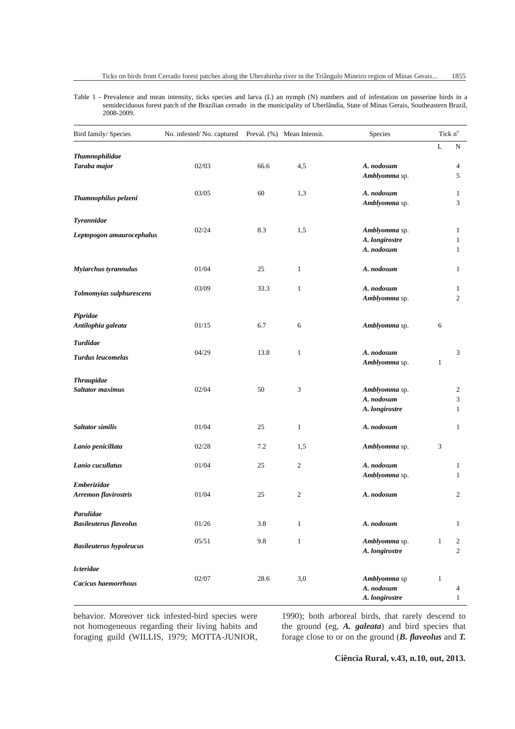Table 1 - Prevalence and mean intensity, ticks species and larva (L) an nymph (N) numbers and of infestation on passerine birds in a semideciduous forest patch of the Brazilian cerrado in the municipality of Uberlândia, State of Minas Gerais, Southeastern Brazil, 2008-2009.

| Bird family/ Species | No. infested/ No. captured | Preval. (%) | Mean Intensit. | Species | Tick n° | |
|---|---|---|---|---|---|---|
| | | | | | L | N |
| ***Thamnophilidae*** | | | | | | |
| ***Taraba major*** | 02/03 | 66.6 | 4,5 | ***A. nodosum*** | | 4 |
| | | | | ***Amblyomma*** sp. | | 5 |
| ***Thamnophilus pelzeni*** | 03/05 | 60 | 1,3 | ***A. nodosum*** | | 1 |
| | | | | ***Amblyomma*** sp. | | 3 |
| ***Tyrannidae*** | | | | | | |
| ***Leptopogon amaurocephalus*** | 02/24 | 8.3 | 1,5 | ***Amblyomma*** sp. | | 1 |
| | | | | ***A. longirostre*** | | 1 |
| | | | | ***A. nodosum*** | | 1 |
| ***Myiarchus tyrannulus*** | 01/04 | 25 | 1 | ***A. nodosum*** | | 1 |
| ***Tolmomyias sulphurescens*** | 03/09 | 33.3 | 1 | ***A. nodosum*** | | 1 |
| | | | | ***Amblyomma*** sp. | | 2 |
| ***Pipridae*** | | | | | | |
| ***Antilophia galeata*** | 01/15 | 6.7 | 6 | ***Amblyomma*** sp. | 6 | |
| ***Turdidae*** | | | | | | |
| ***Turdus leucomelas*** | 04/29 | 13.8 | 1 | ***A. nodosum*** | | 3 |
| | | | | ***Amblyomma*** sp. | 1 | |
| ***Thraupidae*** | | | | | | |
| ***Saltator maximus*** | 02/04 | 50 | 3 | ***Amblyomma*** sp. | | 2 |
| | | | | ***A. nodosum*** | | 3 |
| | | | | ***A. longirostre*** | | 1 |
| ***Saltator similis*** | 01/04 | 25 | 1 | ***A. nodosum*** | | 1 |
| ***Lanio penicillata*** | 02/28 | 7.2 | 1,5 | ***Amblyomma*** sp. | 3 | |
| ***Lanio cucullatus*** | 01/04 | 25 | 2 | ***A. nodosum*** | | 1 |
| | | | | ***Amblyomma*** sp. | | 1 |
| ***Emberizidae*** | | | | | | |
| ***Arremon flavirostris*** | 01/04 | 25 | 2 | ***A. nodosum*** | | 2 |
| ***Parulidae*** | | | | | | |
| ***Basileuterus flaveolus*** | 01/26 | 3.8 | 1 | ***A. nodosum*** | | 1 |
| ***Basileuterus hypoleucus*** | 05/51 | 9.8 | 1 | ***Amblyomma*** sp. | 1 | 2 |
| | | | | ***A. longirostre*** | | 2 |
| ***Icteridae*** | | | | | | |
| ***Cacicus haemorrhous*** | 02/07 | 28.6 | 3,0 | ***Amblyomma*** sp | 1 | |
| | | | | ***A. nodosum*** | | 4 |
| | | | | ***A. longirostre*** | | 1 |

behavior. Moreover tick infested-bird species were not homogeneous regarding their living habits and foraging guild (WILLIS, 1979; MOTTA-JUNIOR, 1990); both arboreal birds, that rarely descend to the ground (eg, ***A. galeata***) and bird species that forage close to or on the ground (***B. flaveolus*** and ***T.***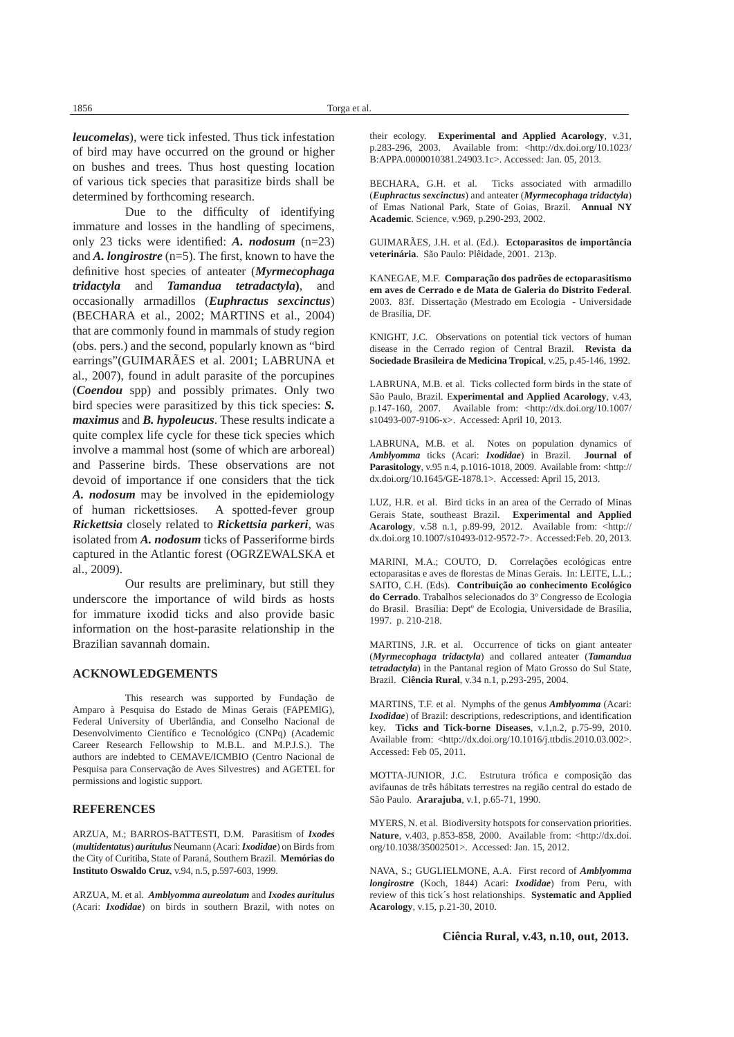***leucomelas***), were tick infested. Thus tick infestation of bird may have occurred on the ground or higher on bushes and trees. Thus host questing location of various tick species that parasitize birds shall be determined by forthcoming research.

Due to the difficulty of identifying immature and losses in the handling of specimens, only 23 ticks were identified: ***A. nodosum*** (n=23) and ***A. longirostre*** (n=5). The first, known to have the definitive host species of anteater (***Myrmecophaga tridactyla*** and ***Tamandua tetradactyla***), and occasionally armadillos (***Euphractus sexcinctus***) (BECHARA et al., 2002; MARTINS et al., 2004) that are commonly found in mammals of study region (obs. pers.) and the second, popularly known as "bird earrings"(GUIMARÃES et al. 2001; LABRUNA et al., 2007), found in adult parasite of the porcupines (***Coendou*** spp) and possibly primates. Only two bird species were parasitized by this tick species: ***S. maximus*** and ***B. hypoleucus***. These results indicate a quite complex life cycle for these tick species which involve a mammal host (some of which are arboreal) and Passerine birds. These observations are not devoid of importance if one considers that the tick ***A. nodosum*** may be involved in the epidemiology of human rickettsioses. A spotted-fever group ***Rickettsia*** closely related to ***Rickettsia parkeri***, was isolated from ***A. nodosum*** ticks of Passeriforme birds captured in the Atlantic forest (OGRZEWALSKA et al., 2009).

Our results are preliminary, but still they underscore the importance of wild birds as hosts for immature ixodid ticks and also provide basic information on the host-parasite relationship in the Brazilian savannah domain.

## ACKNOWLEDGEMENTS

This research was supported by Fundação de Amparo à Pesquisa do Estado de Minas Gerais (FAPEMIG), Federal University of Uberlândia, and Conselho Nacional de Desenvolvimento Científico e Tecnológico (CNPq) (Academic Career Research Fellowship to M.B.L. and M.P.J.S.). The authors are indebted to CEMAVE/ICMBIO (Centro Nacional de Pesquisa para Conservação de Aves Silvestres) and AGETEL for permissions and logistic support.

## REFERENCES

ARZUA, M.; BARROS-BATTESTI, D.M. Parasitism of ***Ixodes*** (***multidentatus***) ***auritulus*** Neumann (Acari: ***Ixodidae***) on Birds from the City of Curitiba, State of Paraná, Southern Brazil. **Memórias do Instituto Oswaldo Cruz**, v.94, n.5, p.597-603, 1999.

ARZUA, M. et al. ***Amblyomma aureolatum*** and ***Ixodes auritulus*** (Acari: ***Ixodidae***) on birds in southern Brazil, with notes on their ecology. **Experimental and Applied Acarology**, v.31, p.283-296, 2003. Available from: <http://dx.doi.org/10.1023/B:APPA.0000010381.24903.1c>. Accessed: Jan. 05, 2013.

BECHARA, G.H. et al. Ticks associated with armadillo (***Euphractus sexcinctus***) and anteater (***Myrmecophaga tridactyla***) of Emas National Park, State of Goias, Brazil. **Annual NY Academic**. Science, v.969, p.290-293, 2002.

GUIMARÃES, J.H. et al. (Ed.). **Ectoparasitos de importância veterinária**. São Paulo: Plêidade, 2001. 213p.

KANEGAE, M.F. **Comparação dos padrões de ectoparasitismo em aves de Cerrado e de Mata de Galeria do Distrito Federal**. 2003. 83f. Dissertação (Mestrado em Ecologia - Universidade de Brasília, DF.

KNIGHT, J.C. Observations on potential tick vectors of human disease in the Cerrado region of Central Brazil. **Revista da Sociedade Brasileira de Medicina Tropical**, v.25, p.45-146, 1992.

LABRUNA, M.B. et al. Ticks collected form birds in the state of São Paulo, Brazil. E**xperimental and Applied Acarology**, v.43, p.147-160, 2007. Available from: <http://dx.doi.org/10.1007/s10493-007-9106-x>. Accessed: April 10, 2013.

LABRUNA, M.B. et al. Notes on population dynamics of ***Amblyomma*** ticks (Acari: ***Ixodidae***) in Brazil. **Journal of Parasitology**, v.95 n.4, p.1016-1018, 2009. Available from: <http://dx.doi.org/10.1645/GE-1878.1>. Accessed: April 15, 2013.

LUZ, H.R. et al. Bird ticks in an area of the Cerrado of Minas Gerais State, southeast Brazil. **Experimental and Applied Acarology**, v.58 n.1, p.89-99, 2012. Available from: <http://dx.doi.org 10.1007/s10493-012-9572-7>. Accessed:Feb. 20, 2013.

MARINI, M.A.; COUTO, D. Correlações ecológicas entre ectoparasitas e aves de florestas de Minas Gerais. In: LEITE, L.L.; SAITO, C.H. (Eds). **Contribuição ao conhecimento Ecológico do Cerrado**. Trabalhos selecionados do 3º Congresso de Ecologia do Brasil. Brasília: Deptº de Ecologia, Universidade de Brasília, 1997. p. 210-218.

MARTINS, J.R. et al. Occurrence of ticks on giant anteater (***Myrmecophaga tridactyla***) and collared anteater (***Tamandua tetradactyla***) in the Pantanal region of Mato Grosso do Sul State, Brazil. **Ciência Rural**, v.34 n.1, p.293-295, 2004.

MARTINS, T.F. et al. Nymphs of the genus ***Amblyomma*** (Acari: ***Ixodidae***) of Brazil: descriptions, redescriptions, and identification key. **Ticks and Tick-borne Diseases**, v.1,n.2, p.75-99, 2010. Available from: <http://dx.doi.org/10.1016/j.ttbdis.2010.03.002>. Accessed: Feb 05, 2011.

MOTTA-JUNIOR, J.C. Estrutura trófica e composição das avifaunas de três hábitats terrestres na região central do estado de São Paulo. **Ararajuba**, v.1, p.65-71, 1990.

MYERS, N. et al. Biodiversity hotspots for conservation priorities. **Nature**, v.403, p.853-858, 2000. Available from: <http://dx.doi.org/10.1038/35002501>. Accessed: Jan. 15, 2012.

NAVA, S.; GUGLIELMONE, A.A. First record of ***Amblyomma longirostre*** (Koch, 1844) Acari: ***Ixodidae***) from Peru, with review of this tick´s host relationships. **Systematic and Applied Acarology**, v.15, p.21-30, 2010.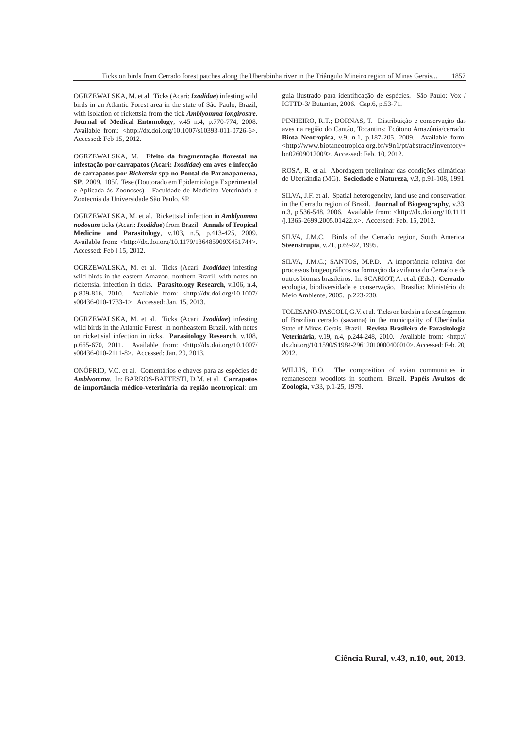OGRZEWALSKA, M. et al. Ticks (Acari: ***Ixodidae***) infesting wild birds in an Atlantic Forest area in the state of São Paulo, Brazil, with isolation of rickettsia from the tick ***Amblyomma longirostre***. **Journal of Medical Entomology**, v.45 n.4, p.770-774, 2008. Available from: <http://dx.doi.org/10.1007/s10393-011-0726-6>. Accessed: Feb 15, 2012.

OGRZEWALSKA, M. **Efeito da fragmentação florestal na infestação por carrapatos (Acari: *Ixodidae*) em aves e infecção de carrapatos por *Rickettsia* spp no Pontal do Paranapanema, SP**. 2009. 105f. Tese (Doutorado em Epidemiologia Experimental e Aplicada às Zoonoses) - Faculdade de Medicina Veterinária e Zootecnia da Universidade São Paulo, SP.

OGRZEWALSKA, M. et al. Rickettsial infection in ***Amblyomma nodosum*** ticks (Acari: ***Ixodidae***) from Brazil. **Annals of Tropical Medicine and Parasitology**, v.103, n.5, p.413-425, 2009. Available from: <http://dx.doi.org/10.1179/136485909X451744>. Accessed: Feb l 15, 2012.

OGRZEWALSKA, M. et al. Ticks (Acari: ***Ixodidae***) infesting wild birds in the eastern Amazon, northern Brazil, with notes on rickettsial infection in ticks. **Parasitology Research**, v.106, n.4, p.809-816, 2010. Available from: <http://dx.doi.org/10.1007/s00436-010-1733-1>. Accessed: Jan. 15, 2013.

OGRZEWALSKA, M. et al. Ticks (Acari: ***Ixodidae***) infesting wild birds in the Atlantic Forest in northeastern Brazil, with notes on rickettsial infection in ticks. **Parasitology Research**, v.108, p.665-670, 2011. Available from: <http://dx.doi.org/10.1007/s00436-010-2111-8>. Accessed: Jan. 20, 2013.

ONÓFRIO, V.C. et al. Comentários e chaves para as espécies de ***Amblyomma***. In: BARROS-BATTESTI, D.M. et al. **Carrapatos de importância médico-veterinária da região neotropical**: um guia ilustrado para identificação de espécies. São Paulo: Vox / ICTTD-3/ Butantan, 2006. Cap.6, p.53-71.

PINHEIRO, R.T.; DORNAS, T. Distribuição e conservação das aves na região do Cantão, Tocantins: Ecótono Amazônia/cerrado. **Biota Neotropica**, v.9, n.1, p.187-205, 2009. Available form: <http://www.biotaneotropica.org.br/v9n1/pt/abstract?inventory+bn02609012009>. Accessed: Feb. 10, 2012.

ROSA, R. et al. Abordagem preliminar das condições climáticas de Uberlândia (MG). **Sociedade e Natureza**, v.3, p.91-108, 1991.

SILVA, J.F. et al. Spatial heterogeneity, land use and conservation in the Cerrado region of Brazil. **Journal of Biogeography**, v.33, n.3, p.536-548, 2006. Available from: <http://dx.doi.org/10.1111/j.1365-2699.2005.01422.x>. Accessed: Feb. 15, 2012.

SILVA, J.M.C. Birds of the Cerrado region, South America. **Steenstrupia**, v.21, p.69-92, 1995.

SILVA, J.M.C.; SANTOS, M.P.D. A importância relativa dos processos biogeográficos na formação da avifauna do Cerrado e de outros biomas brasileiros. In: SCARIOT, A. et al. (Eds.). **Cerrado**: ecologia, biodiversidade e conservação. Brasília: Ministério do Meio Ambiente, 2005. p.223-230.

TOLESANO-PASCOLI, G.V. et al. Ticks on birds in a forest fragment of Brazilian cerrado (savanna) in the municipality of Uberlândia, State of Minas Gerais, Brazil. **Revista Brasileira de Parasitologia Veterinária**, v.19, n.4, p.244-248, 2010. Available from: <http://dx.doi.org/10.1590/S1984-29612010000400010>. Accessed: Feb. 20, 2012.

WILLIS, E.O. The composition of avian communities in remanescent woodlots in southern. Brazil. **Papéis Avulsos de Zoologia**, v.33, p.1-25, 1979.